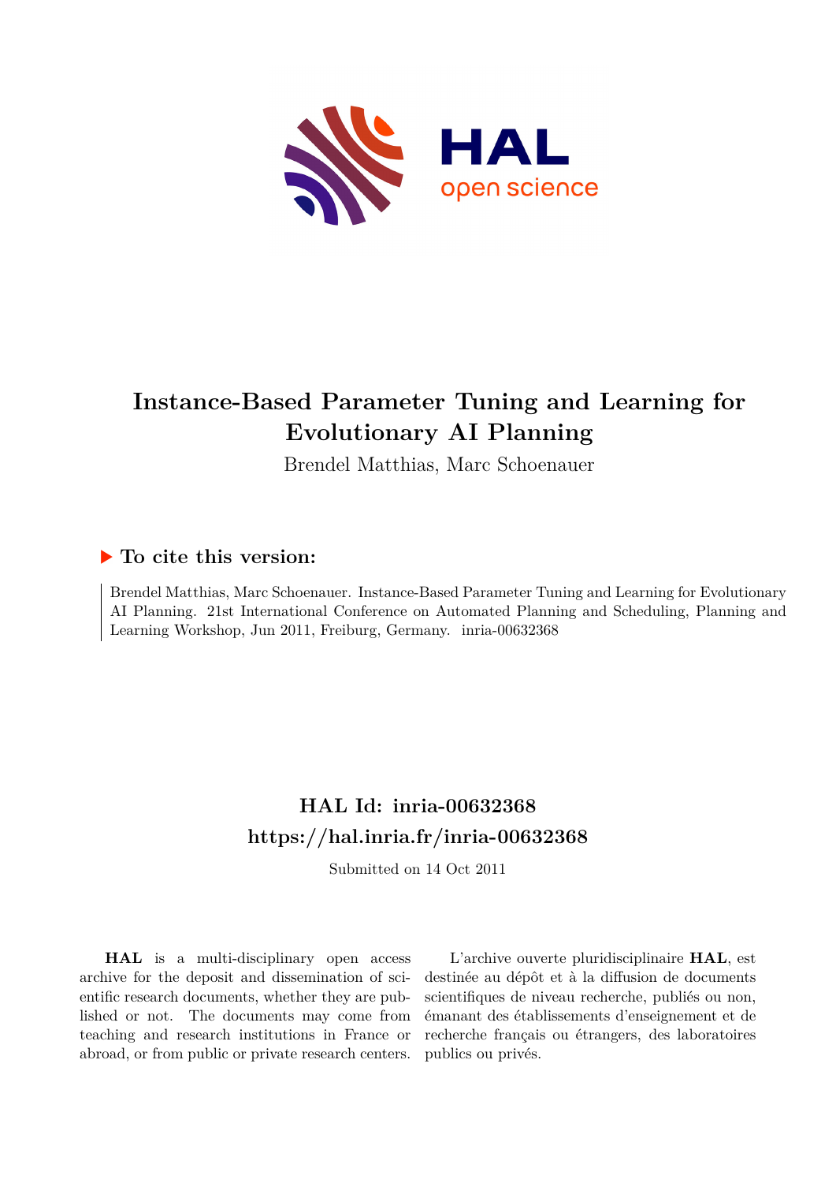# Instance-Based Parameter Tuning and Learning for Evolutionary AI Planning

Brendel Matthias, Marc Schoenauer

## ▶ To cite this version:

Brendel Matthias, Marc Schoenauer. Instance-Based Parameter Tuning and Learning for Evolutionary AI Planning. 21st International Conference on Automated Planning and Scheduling, Planning and Learning Workshop, Jun 2011, Freiburg, Germany. inria-00632368

## HAL Id: inria-00632368

## https://hal.inria.fr/inria-00632368

Submitted on 14 Oct 2011

**HAL** is a multi-disciplinary open access archive for the deposit and dissemination of scientific research documents, whether they are published or not. The documents may come from teaching and research institutions in France or abroad, or from public or private research centers.

L'archive ouverte pluridisciplinaire **HAL**, est destinée au dépôt et à la diffusion de documents scientifiques de niveau recherche, publiés ou non, émanant des établissements d'enseignement et de recherche français ou étrangers, des laboratoires publics ou privés.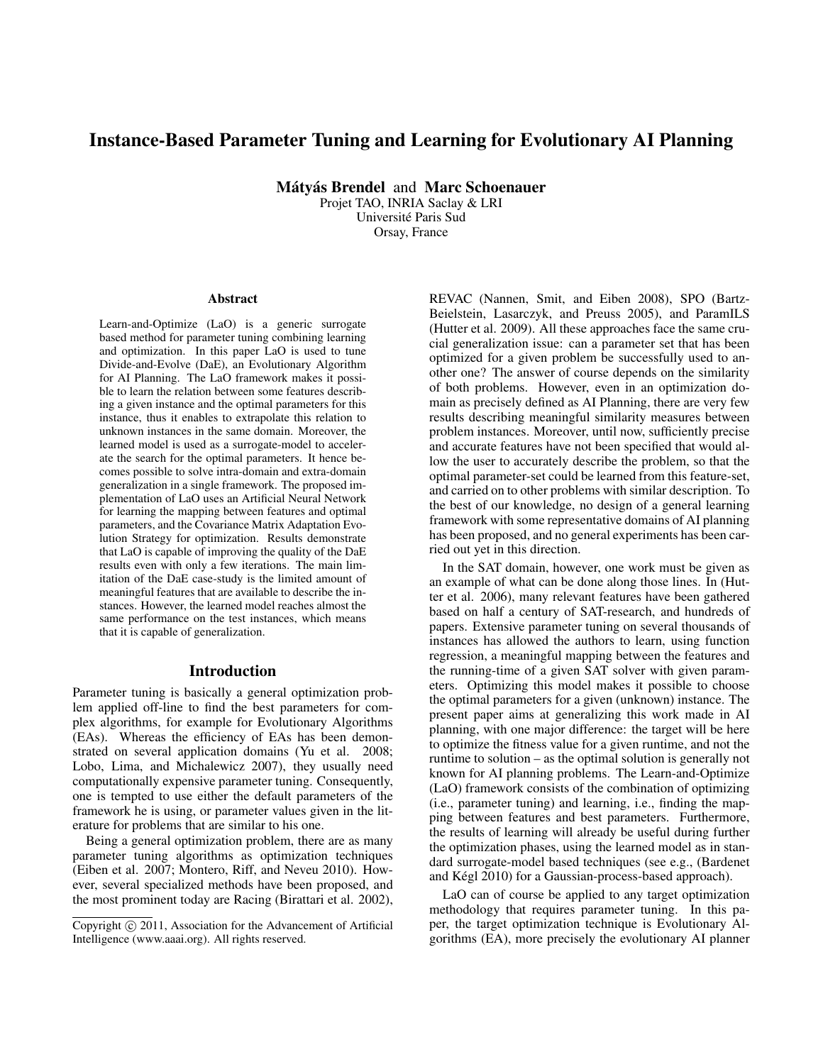# Instance-Based Parameter Tuning and Learning for Evolutionary AI Planning

**Mátyás Brendel** and **Marc Schoenauer**
Projet TAO, INRIA Saclay & LRI
Université Paris Sud
Orsay, France

## Abstract

Learn-and-Optimize (LaO) is a generic surrogate based method for parameter tuning combining learning and optimization. In this paper LaO is used to tune Divide-and-Evolve (DaE), an Evolutionary Algorithm for AI Planning. The LaO framework makes it possible to learn the relation between some features describing a given instance and the optimal parameters for this instance, thus it enables to extrapolate this relation to unknown instances in the same domain. Moreover, the learned model is used as a surrogate-model to accelerate the search for the optimal parameters. It hence becomes possible to solve intra-domain and extra-domain generalization in a single framework. The proposed implementation of LaO uses an Artificial Neural Network for learning the mapping between features and optimal parameters, and the Covariance Matrix Adaptation Evolution Strategy for optimization. Results demonstrate that LaO is capable of improving the quality of the DaE results even with only a few iterations. The main limitation of the DaE case-study is the limited amount of meaningful features that are available to describe the instances. However, the learned model reaches almost the same performance on the test instances, which means that it is capable of generalization.

## Introduction

Parameter tuning is basically a general optimization problem applied off-line to find the best parameters for complex algorithms, for example for Evolutionary Algorithms (EAs). Whereas the efficiency of EAs has been demonstrated on several application domains (Yu et al. 2008; Lobo, Lima, and Michalewicz 2007), they usually need computationally expensive parameter tuning. Consequently, one is tempted to use either the default parameters of the framework he is using, or parameter values given in the literature for problems that are similar to his one.

Being a general optimization problem, there are as many parameter tuning algorithms as optimization techniques (Eiben et al. 2007; Montero, Riff, and Neveu 2010). However, several specialized methods have been proposed, and the most prominent today are Racing (Birattari et al. 2002), REVAC (Nannen, Smit, and Eiben 2008), SPO (Bartz-Beielstein, Lasarczyk, and Preuss 2005), and ParamILS (Hutter et al. 2009). All these approaches face the same crucial generalization issue: can a parameter set that has been optimized for a given problem be successfully used to another one? The answer of course depends on the similarity of both problems. However, even in an optimization domain as precisely defined as AI Planning, there are very few results describing meaningful similarity measures between problem instances. Moreover, until now, sufficiently precise and accurate features have not been specified that would allow the user to accurately describe the problem, so that the optimal parameter-set could be learned from this feature-set, and carried on to other problems with similar description. To the best of our knowledge, no design of a general learning framework with some representative domains of AI planning has been proposed, and no general experiments has been carried out yet in this direction.

In the SAT domain, however, one work must be given as an example of what can be done along those lines. In (Hutter et al. 2006), many relevant features have been gathered based on half a century of SAT-research, and hundreds of papers. Extensive parameter tuning on several thousands of instances has allowed the authors to learn, using function regression, a meaningful mapping between the features and the running-time of a given SAT solver with given parameters. Optimizing this model makes it possible to choose the optimal parameters for a given (unknown) instance. The present paper aims at generalizing this work made in AI planning, with one major difference: the target will be here to optimize the fitness value for a given runtime, and not the runtime to solution – as the optimal solution is generally not known for AI planning problems. The Learn-and-Optimize (LaO) framework consists of the combination of optimizing (i.e., parameter tuning) and learning, i.e., finding the mapping between features and best parameters. Furthermore, the results of learning will already be useful during further the optimization phases, using the learned model as in standard surrogate-model based techniques (see e.g., (Bardenet and Kégl 2010) for a Gaussian-process-based approach).

LaO can of course be applied to any target optimization methodology that requires parameter tuning. In this paper, the target optimization technique is Evolutionary Algorithms (EA), more precisely the evolutionary AI planner

Copyright © 2011, Association for the Advancement of Artificial Intelligence (www.aaai.org). All rights reserved.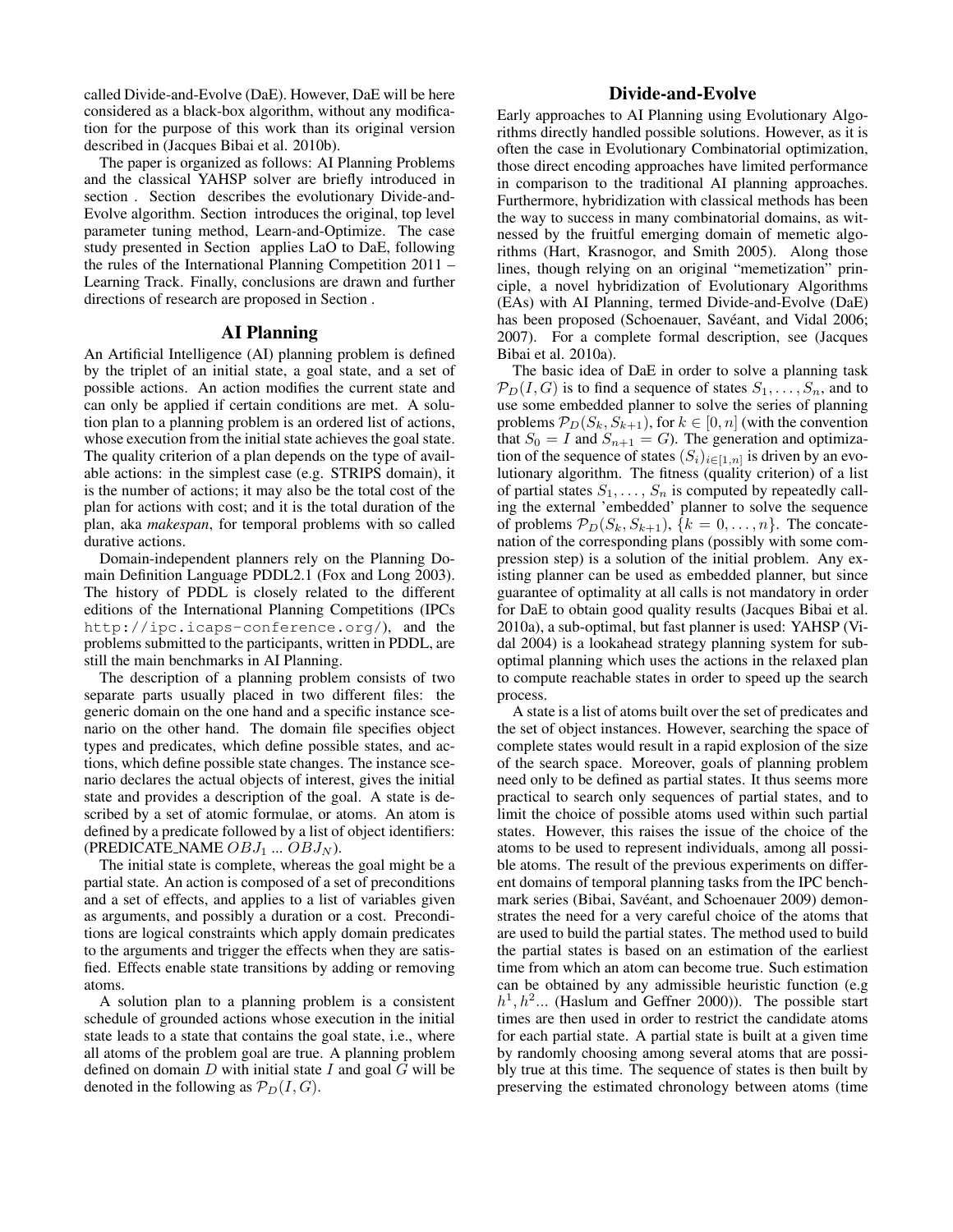called Divide-and-Evolve (DaE). However, DaE will be here considered as a black-box algorithm, without any modification for the purpose of this work than its original version described in (Jacques Bibai et al. 2010b).

The paper is organized as follows: AI Planning Problems and the classical YAHSP solver are briefly introduced in section . Section describes the evolutionary Divide-and-Evolve algorithm. Section introduces the original, top level parameter tuning method, Learn-and-Optimize. The case study presented in Section applies LaO to DaE, following the rules of the International Planning Competition 2011 – Learning Track. Finally, conclusions are drawn and further directions of research are proposed in Section .

## AI Planning

An Artificial Intelligence (AI) planning problem is defined by the triplet of an initial state, a goal state, and a set of possible actions. An action modifies the current state and can only be applied if certain conditions are met. A solution plan to a planning problem is an ordered list of actions, whose execution from the initial state achieves the goal state. The quality criterion of a plan depends on the type of available actions: in the simplest case (e.g. STRIPS domain), it is the number of actions; it may also be the total cost of the plan for actions with cost; and it is the total duration of the plan, aka *makespan*, for temporal problems with so called durative actions.

Domain-independent planners rely on the Planning Domain Definition Language PDDL2.1 (Fox and Long 2003). The history of PDDL is closely related to the different editions of the International Planning Competitions (IPCs `http://ipc.icaps-conference.org/`), and the problems submitted to the participants, written in PDDL, are still the main benchmarks in AI Planning.

The description of a planning problem consists of two separate parts usually placed in two different files: the generic domain on the one hand and a specific instance scenario on the other hand. The domain file specifies object types and predicates, which define possible states, and actions, which define possible state changes. The instance scenario declares the actual objects of interest, gives the initial state and provides a description of the goal. A state is described by a set of atomic formulae, or atoms. An atom is defined by a predicate followed by a list of object identifiers: (PREDICATE_NAME $OBJ_1$ ... $OBJ_N$).

The initial state is complete, whereas the goal might be a partial state. An action is composed of a set of preconditions and a set of effects, and applies to a list of variables given as arguments, and possibly a duration or a cost. Preconditions are logical constraints which apply domain predicates to the arguments and trigger the effects when they are satisfied. Effects enable state transitions by adding or removing atoms.

A solution plan to a planning problem is a consistent schedule of grounded actions whose execution in the initial state leads to a state that contains the goal state, i.e., where all atoms of the problem goal are true. A planning problem defined on domain $D$ with initial state $I$ and goal $G$ will be denoted in the following as $\mathcal{P}_D(I, G)$.

## Divide-and-Evolve

Early approaches to AI Planning using Evolutionary Algorithms directly handled possible solutions. However, as it is often the case in Evolutionary Combinatorial optimization, those direct encoding approaches have limited performance in comparison to the traditional AI planning approaches. Furthermore, hybridization with classical methods has been the way to success in many combinatorial domains, as witnessed by the fruitful emerging domain of memetic algorithms (Hart, Krasnogor, and Smith 2005). Along those lines, though relying on an original "memetization" principle, a novel hybridization of Evolutionary Algorithms (EAs) with AI Planning, termed Divide-and-Evolve (DaE) has been proposed (Schoenauer, Savéant, and Vidal 2006; 2007). For a complete formal description, see (Jacques Bibai et al. 2010a).

The basic idea of DaE in order to solve a planning task $\mathcal{P}_D(I, G)$ is to find a sequence of states $S_1, \ldots, S_n$, and to use some embedded planner to solve the series of planning problems $\mathcal{P}_D(S_k, S_{k+1})$, for $k \in [0, n]$ (with the convention that $S_0 = I$ and $S_{n+1} = G$). The generation and optimization of the sequence of states $(S_i)_{i \in [1,n]}$ is driven by an evolutionary algorithm. The fitness (quality criterion) of a list of partial states $S_1, \ldots, S_n$ is computed by repeatedly calling the external 'embedded' planner to solve the sequence of problems $\mathcal{P}_D(S_k, S_{k+1})$, $\{k = 0, \ldots, n\}$. The concatenation of the corresponding plans (possibly with some compression step) is a solution of the initial problem. Any existing planner can be used as embedded planner, but since guarantee of optimality at all calls is not mandatory in order for DaE to obtain good quality results (Jacques Bibai et al. 2010a), a sub-optimal, but fast planner is used: YAHSP (Vidal 2004) is a lookahead strategy planning system for sub-optimal planning which uses the actions in the relaxed plan to compute reachable states in order to speed up the search process.

A state is a list of atoms built over the set of predicates and the set of object instances. However, searching the space of complete states would result in a rapid explosion of the size of the search space. Moreover, goals of planning problem need only to be defined as partial states. It thus seems more practical to search only sequences of partial states, and to limit the choice of possible atoms used within such partial states. However, this raises the issue of the choice of the atoms to be used to represent individuals, among all possible atoms. The result of the previous experiments on different domains of temporal planning tasks from the IPC benchmark series (Bibai, Savéant, and Schoenauer 2009) demonstrates the need for a very careful choice of the atoms that are used to build the partial states. The method used to build the partial states is based on an estimation of the earliest time from which an atom can become true. Such estimation can be obtained by any admissible heuristic function (e.g $h^1, h^2$... (Haslum and Geffner 2000)). The possible start times are then used in order to restrict the candidate atoms for each partial state. A partial state is built at a given time by randomly choosing among several atoms that are possibly true at this time. The sequence of states is then built by preserving the estimated chronology between atoms (time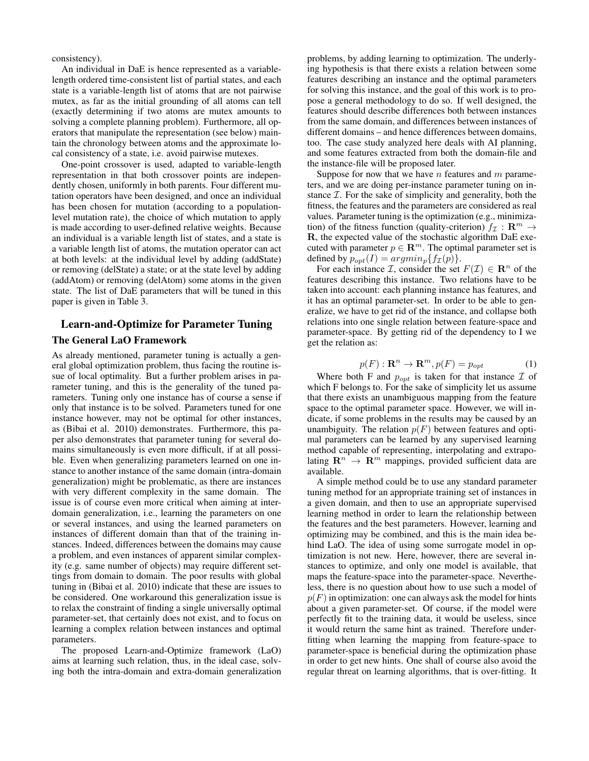consistency).

An individual in DaE is hence represented as a variable-length ordered time-consistent list of partial states, and each state is a variable-length list of atoms that are not pairwise mutex, as far as the initial grounding of all atoms can tell (exactly determining if two atoms are mutex amounts to solving a complete planning problem). Furthermore, all operators that manipulate the representation (see below) maintain the chronology between atoms and the approximate local consistency of a state, i.e. avoid pairwise mutexes.

One-point crossover is used, adapted to variable-length representation in that both crossover points are independently chosen, uniformly in both parents. Four different mutation operators have been designed, and once an individual has been chosen for mutation (according to a population-level mutation rate), the choice of which mutation to apply is made according to user-defined relative weights. Because an individual is a variable length list of states, and a state is a variable length list of atoms, the mutation operator can act at both levels: at the individual level by adding (addState) or removing (delState) a state; or at the state level by adding (addAtom) or removing (delAtom) some atoms in the given state. The list of DaE parameters that will be tuned in this paper is given in Table 3.

## Learn-and-Optimize for Parameter Tuning

### The General LaO Framework

As already mentioned, parameter tuning is actually a general global optimization problem, thus facing the routine issue of local optimality. But a further problem arises in parameter tuning, and this is the generality of the tuned parameters. Tuning only one instance has of course a sense if only that instance is to be solved. Parameters tuned for one instance however, may not be optimal for other instances, as (Bibai et al. 2010) demonstrates. Furthermore, this paper also demonstrates that parameter tuning for several domains simultaneously is even more difficult, if at all possible. Even when generalizing parameters learned on one instance to another instance of the same domain (intra-domain generalization) might be problematic, as there are instances with very different complexity in the same domain. The issue is of course even more critical when aiming at inter-domain generalization, i.e., learning the parameters on one or several instances, and using the learned parameters on instances of different domain than that of the training instances. Indeed, differences between the domains may cause a problem, and even instances of apparent similar complexity (e.g. same number of objects) may require different settings from domain to domain. The poor results with global tuning in (Bibai et al. 2010) indicate that these are issues to be considered. One workaround this generalization issue is to relax the constraint of finding a single universally optimal parameter-set, that certainly does not exist, and to focus on learning a complex relation between instances and optimal parameters.

The proposed Learn-and-Optimize framework (LaO) aims at learning such relation, thus, in the ideal case, solving both the intra-domain and extra-domain generalization problems, by adding learning to optimization. The underlying hypothesis is that there exists a relation between some features describing an instance and the optimal parameters for solving this instance, and the goal of this work is to propose a general methodology to do so. If well designed, the features should describe differences both between instances from the same domain, and differences between instances of different domains – and hence differences between domains, too. The case study analyzed here deals with AI planning, and some features extracted from both the domain-file and the instance-file will be proposed later.

Suppose for now that we have $n$ features and $m$ parameters, and we are doing per-instance parameter tuning on instance $\mathcal{I}$. For the sake of simplicity and generality, both the fitness, the features and the parameters are considered as real values. Parameter tuning is the optimization (e.g., minimization) of the fitness function (quality-criterion) $f_{\mathcal{I}} : \mathbf{R}^m \rightarrow \mathbf{R}$, the expected value of the stochastic algorithm DaE executed with parameter $p \in \mathbf{R}^m$. The optimal parameter set is defined by $p_{opt}(I) = argmin_p\{f_{\mathcal{I}}(p)\}$.

For each instance $\mathcal{I}$, consider the set $F(\mathcal{I}) \in \mathbf{R}^n$ of the features describing this instance. Two relations have to be taken into account: each planning instance has features, and it has an optimal parameter-set. In order to be able to generalize, we have to get rid of the instance, and collapse both relations into one single relation between feature-space and parameter-space. By getting rid of the dependency to I we get the relation as:

$$p(F) : \mathbf{R}^n \rightarrow \mathbf{R}^m, p(F) = p_{opt} \tag{1}$$

Where both F and $p_{opt}$ is taken for that instance $\mathcal{I}$ of which F belongs to. For the sake of simplicity let us assume that there exists an unambiguous mapping from the feature space to the optimal parameter space. However, we will indicate, if some problems in the results may be caused by an unambiguity. The relation $p(F)$ between features and optimal parameters can be learned by any supervised learning method capable of representing, interpolating and extrapolating $\mathbf{R}^n \rightarrow \mathbf{R}^m$ mappings, provided sufficient data are available.

A simple method could be to use any standard parameter tuning method for an appropriate training set of instances in a given domain, and then to use an appropriate supervised learning method in order to learn the relationship between the features and the best parameters. However, learning and optimizing may be combined, and this is the main idea behind LaO. The idea of using some surrogate model in optimization is not new. Here, however, there are several instances to optimize, and only one model is available, that maps the feature-space into the parameter-space. Nevertheless, there is no question about how to use such a model of $p(F)$ in optimization: one can always ask the model for hints about a given parameter-set. Of course, if the model were perfectly fit to the training data, it would be useless, since it would return the same hint as trained. Therefore underfitting when learning the mapping from feature-space to parameter-space is beneficial during the optimization phase in order to get new hints. One shall of course also avoid the regular threat on learning algorithms, that is over-fitting. It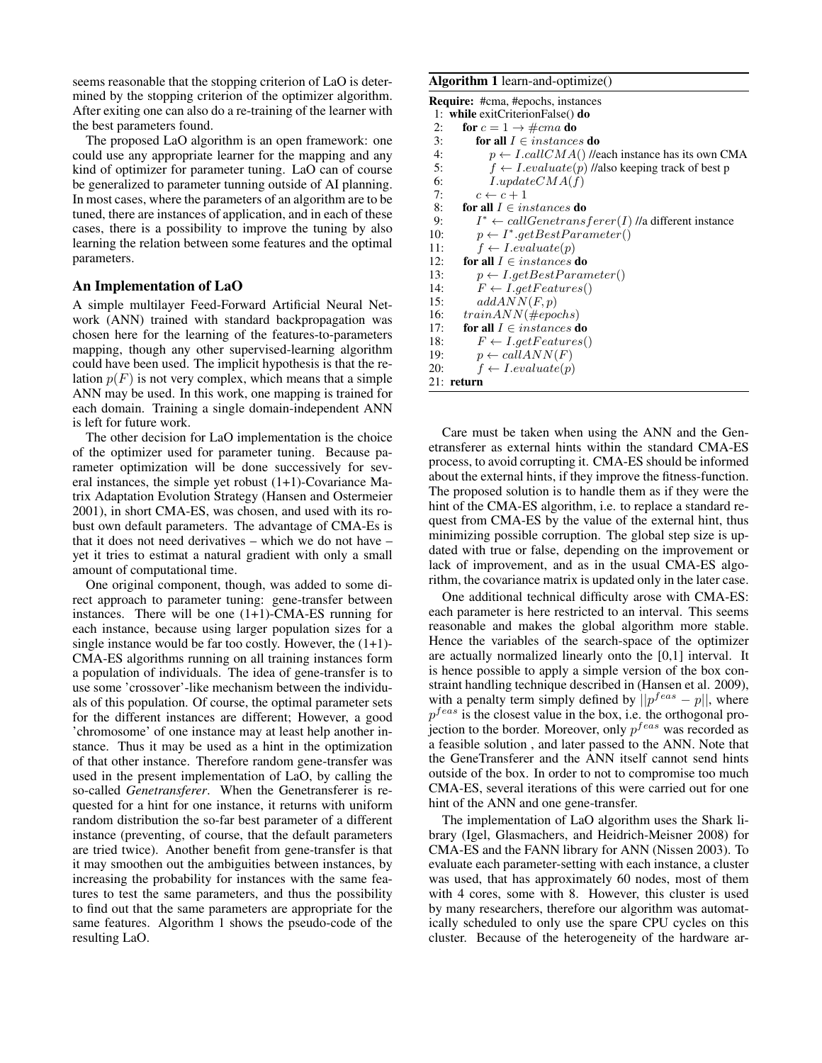seems reasonable that the stopping criterion of LaO is determined by the stopping criterion of the optimizer algorithm. After exiting one can also do a re-training of the learner with the best parameters found.

The proposed LaO algorithm is an open framework: one could use any appropriate learner for the mapping and any kind of optimizer for parameter tuning. LaO can of course be generalized to parameter tunning outside of AI planning. In most cases, where the parameters of an algorithm are to be tuned, there are instances of application, and in each of these cases, there is a possibility to improve the tuning by also learning the relation between some features and the optimal parameters.

## An Implementation of LaO

A simple multilayer Feed-Forward Artificial Neural Network (ANN) trained with standard backpropagation was chosen here for the learning of the features-to-parameters mapping, though any other supervised-learning algorithm could have been used. The implicit hypothesis is that the relation $p(F)$ is not very complex, which means that a simple ANN may be used. In this work, one mapping is trained for each domain. Training a single domain-independent ANN is left for future work.

The other decision for LaO implementation is the choice of the optimizer used for parameter tuning. Because parameter optimization will be done successively for several instances, the simple yet robust (1+1)-Covariance Matrix Adaptation Evolution Strategy (Hansen and Ostermeier 2001), in short CMA-ES, was chosen, and used with its robust own default parameters. The advantage of CMA-Es is that it does not need derivatives – which we do not have – yet it tries to estimat a natural gradient with only a small amount of computational time.

One original component, though, was added to some direct approach to parameter tuning: gene-transfer between instances. There will be one (1+1)-CMA-ES running for each instance, because using larger population sizes for a single instance would be far too costly. However, the (1+1)-CMA-ES algorithms running on all training instances form a population of individuals. The idea of gene-transfer is to use some 'crossover'-like mechanism between the individuals of this population. Of course, the optimal parameter sets for the different instances are different; However, a good 'chromosome' of one instance may at least help another instance. Thus it may be used as a hint in the optimization of that other instance. Therefore random gene-transfer was used in the present implementation of LaO, by calling the so-called *Genetransferer*. When the Genetransferer is requested for a hint for one instance, it returns with uniform random distribution the so-far best parameter of a different instance (preventing, of course, that the default parameters are tried twice). Another benefit from gene-transfer is that it may smoothen out the ambiguities between instances, by increasing the probability for instances with the same features to test the same parameters, and thus the possibility to find out that the same parameters are appropriate for the same features. Algorithm 1 shows the pseudo-code of the resulting LaO.

**Algorithm 1** learn-and-optimize()

```
Require: #cma, #epochs, instances
 1: while exitCriterionFalse() do
 2:   for c = 1 → #cma do
 3:     for all I ∈ instances do
 4:       p ← I.callCMA() //each instance has its own CMA
 5:       f ← I.evaluate(p) //also keeping track of best p
 6:       I.updateCMA(f)
 7:     c ← c + 1
 8:   for all I ∈ instances do
 9:     I* ← callGenetransferer(I) //a different instance
10:     p ← I*.getBestParameter()
11:     f ← I.evaluate(p)
12:   for all I ∈ instances do
13:     p ← I.getBestParameter()
14:     F ← I.getFeatures()
15:     addANN(F, p)
16:   trainANN(#epochs)
17:   for all I ∈ instances do
18:     F ← I.getFeatures()
19:     p ← callANN(F)
20:     f ← I.evaluate(p)
21: return
```

Care must be taken when using the ANN and the Genetransferer as external hints within the standard CMA-ES process, to avoid corrupting it. CMA-ES should be informed about the external hints, if they improve the fitness-function. The proposed solution is to handle them as if they were the hint of the CMA-ES algorithm, i.e. to replace a standard request from CMA-ES by the value of the external hint, thus minimizing possible corruption. The global step size is updated with true or false, depending on the improvement or lack of improvement, and as in the usual CMA-ES algorithm, the covariance matrix is updated only in the later case.

One additional technical difficulty arose with CMA-ES: each parameter is here restricted to an interval. This seems reasonable and makes the global algorithm more stable. Hence the variables of the search-space of the optimizer are actually normalized linearly onto the [0,1] interval. It is hence possible to apply a simple version of the box constraint handling technique described in (Hansen et al. 2009), with a penalty term simply defined by $||p^{feas} - p||$, where $p^{feas}$ is the closest value in the box, i.e. the orthogonal projection to the border. Moreover, only $p^{feas}$ was recorded as a feasible solution , and later passed to the ANN. Note that the GeneTransferer and the ANN itself cannot send hints outside of the box. In order to not to compromise too much CMA-ES, several iterations of this were carried out for one hint of the ANN and one gene-transfer.

The implementation of LaO algorithm uses the Shark library (Igel, Glasmachers, and Heidrich-Meisner 2008) for CMA-ES and the FANN library for ANN (Nissen 2003). To evaluate each parameter-setting with each instance, a cluster was used, that has approximately 60 nodes, most of them with 4 cores, some with 8. However, this cluster is used by many researchers, therefore our algorithm was automatically scheduled to only use the spare CPU cycles on this cluster. Because of the heterogeneity of the hardware ar-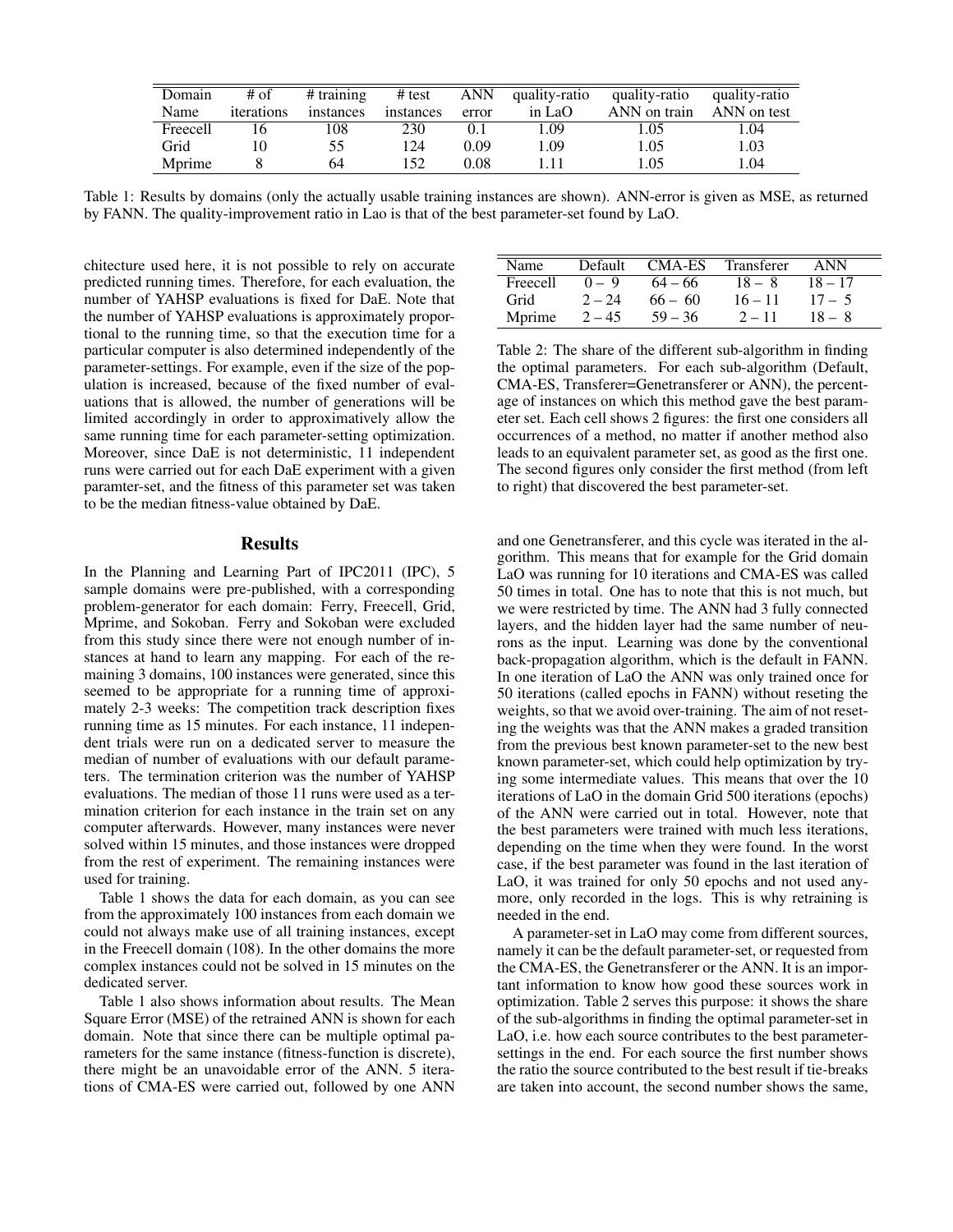| Domain Name | # of iterations | # training instances | # test instances | ANN error | quality-ratio in LaO | quality-ratio ANN on train | quality-ratio ANN on test |
|---|---|---|---|---|---|---|---|
| Freecell | 16 | 108 | 230 | 0.1 | 1.09 | 1.05 | 1.04 |
| Grid | 10 | 55 | 124 | 0.09 | 1.09 | 1.05 | 1.03 |
| Mprime | 8 | 64 | 152 | 0.08 | 1.11 | 1.05 | 1.04 |

Table 1: Results by domains (only the actually usable training instances are shown). ANN-error is given as MSE, as returned by FANN. The quality-improvement ratio in Lao is that of the best parameter-set found by LaO.

chitecture used here, it is not possible to rely on accurate predicted running times. Therefore, for each evaluation, the number of YAHSP evaluations is fixed for DaE. Note that the number of YAHSP evaluations is approximately proportional to the running time, so that the execution time for a particular computer is also determined independently of the parameter-settings. For example, even if the size of the population is increased, because of the fixed number of evaluations that is allowed, the number of generations will be limited accordingly in order to approximatively allow the same running time for each parameter-setting optimization. Moreover, since DaE is not deterministic, 11 independent runs were carried out for each DaE experiment with a given paramter-set, and the fitness of this parameter set was taken to be the median fitness-value obtained by DaE.

## Results

In the Planning and Learning Part of IPC2011 (IPC), 5 sample domains were pre-published, with a corresponding problem-generator for each domain: Ferry, Freecell, Grid, Mprime, and Sokoban. Ferry and Sokoban were excluded from this study since there were not enough number of instances at hand to learn any mapping. For each of the remaining 3 domains, 100 instances were generated, since this seemed to be appropriate for a running time of approximately 2-3 weeks: The competition track description fixes running time as 15 minutes. For each instance, 11 independent trials were run on a dedicated server to measure the median of number of evaluations with our default parameters. The termination criterion was the number of YAHSP evaluations. The median of those 11 runs were used as a termination criterion for each instance in the train set on any computer afterwards. However, many instances were never solved within 15 minutes, and those instances were dropped from the rest of experiment. The remaining instances were used for training.

Table 1 shows the data for each domain, as you can see from the approximately 100 instances from each domain we could not always make use of all training instances, except in the Freecell domain (108). In the other domains the more complex instances could not be solved in 15 minutes on the dedicated server.

Table 1 also shows information about results. The Mean Square Error (MSE) of the retrained ANN is shown for each domain. Note that since there can be multiple optimal parameters for the same instance (fitness-function is discrete), there might be an unavoidable error of the ANN. 5 iterations of CMA-ES were carried out, followed by one ANN and one Genetransferer, and this cycle was iterated in the algorithm. This means that for example for the Grid domain LaO was running for 10 iterations and CMA-ES was called 50 times in total. One has to note that this is not much, but we were restricted by time. The ANN had 3 fully connected layers, and the hidden layer had the same number of neurons as the input. Learning was done by the conventional back-propagation algorithm, which is the default in FANN. In one iteration of LaO the ANN was only trained once for 50 iterations (called epochs in FANN) without reseting the weights, so that we avoid over-training. The aim of not resetting the weights was that the ANN makes a graded transition from the previous best known parameter-set to the new best known parameter-set, which could help optimization by trying some intermediate values. This means that over the 10 iterations of LaO in the domain Grid 500 iterations (epochs) of the ANN were carried out in total. However, note that the best parameters were trained with much less iterations, depending on the time when they were found. In the worst case, if the best parameter was found in the last iteration of LaO, it was trained for only 50 epochs and not used anymore, only recorded in the logs. This is why retraining is needed in the end.

| Name | Default | CMA-ES | Transferer | ANN |
|---|---|---|---|---|
| Freecell | 0 – 9 | 64 – 66 | 18 – 8 | 18 – 17 |
| Grid | 2 – 24 | 66 – 60 | 16 – 11 | 17 – 5 |
| Mprime | 2 – 45 | 59 – 36 | 2 – 11 | 18 – 8 |

Table 2: The share of the different sub-algorithm in finding the optimal parameters. For each sub-algorithm (Default, CMA-ES, Transferer=Genetransferer or ANN), the percentage of instances on which this method gave the best parameter set. Each cell shows 2 figures: the first one considers all occurrences of a method, no matter if another method also leads to an equivalent parameter set, as good as the first one. The second figures only consider the first method (from left to right) that discovered the best parameter-set.

A parameter-set in LaO may come from different sources, namely it can be the default parameter-set, or requested from the CMA-ES, the Genetransferer or the ANN. It is an important information to know how good these sources work in optimization. Table 2 serves this purpose: it shows the share of the sub-algorithms in finding the optimal parameter-set in LaO, i.e. how each source contributes to the best parameter-settings in the end. For each source the first number shows the ratio the source contributed to the best result if tie-breaks are taken into account, the second number shows the same,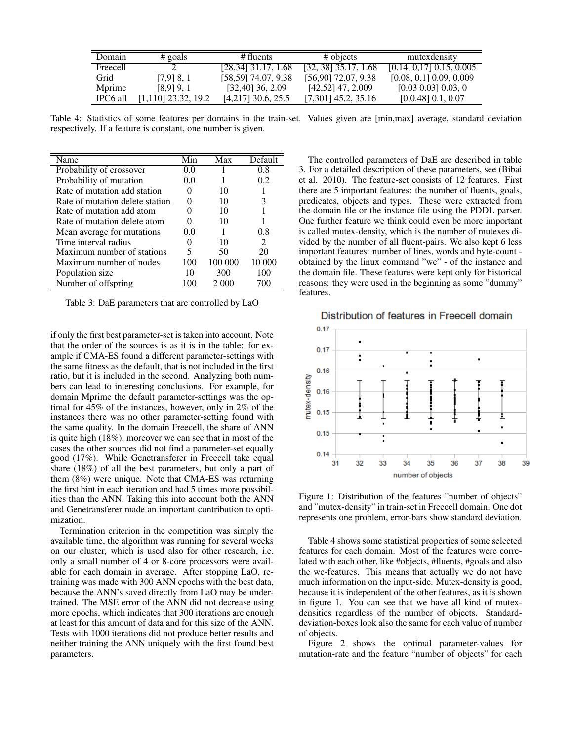| Domain | # goals | # fluents | # objects | mutexdensity |
| --- | --- | --- | --- | --- |
| Freecell | 2 | [28,34] 31.17, 1.68 | [32, 38] 35.17, 1.68 | [0.14, 0,17] 0.15, 0.005 |
| Grid | [7,9] 8, 1 | [58,59] 74.07, 9.38 | [56,90] 72.07, 9.38 | [0.08, 0.1] 0.09, 0.009 |
| Mprime | [8,9] 9, 1 | [32,40] 36, 2.09 | [42,52] 47, 2.009 | [0.03 0.03] 0.03, 0 |
| IPC6 all | [1,110] 23.32, 19.2 | [4,217] 30.6, 25.5 | [7,301] 45.2, 35.16 | [0,0.48] 0.1, 0.07 |

Table 4: Statistics of some features per domains in the train-set. Values given are [min,max] average, standard deviation respectively. If a feature is constant, one number is given.

| Name | Min | Max | Default |
| --- | --- | --- | --- |
| Probability of crossover | 0.0 | 1 | 0.8 |
| Probability of mutation | 0.0 | 1 | 0.2 |
| Rate of mutation add station | 0 | 10 | 1 |
| Rate of mutation delete station | 0 | 10 | 3 |
| Rate of mutation add atom | 0 | 10 | 1 |
| Rate of mutation delete atom | 0 | 10 | 1 |
| Mean average for mutations | 0.0 | 1 | 0.8 |
| Time interval radius | 0 | 10 | 2 |
| Maximum number of stations | 5 | 50 | 20 |
| Maximum number of nodes | 100 | 100 000 | 10 000 |
| Population size | 10 | 300 | 100 |
| Number of offspring | 100 | 2 000 | 700 |

Table 3: DaE parameters that are controlled by LaO

if only the first best parameter-set is taken into account. Note that the order of the sources is as it is in the table: for example if CMA-ES found a different parameter-settings with the same fitness as the default, that is not included in the first ratio, but it is included in the second. Analyzing both numbers can lead to interesting conclusions. For example, for domain Mprime the default parameter-settings was the optimal for 45% of the instances, however, only in 2% of the instances there was no other parameter-setting found with the same quality. In the domain Freecell, the share of ANN is quite high (18%), moreover we can see that in most of the cases the other sources did not find a parameter-set equally good (17%). While Genetransferer in Freecell take equal share (18%) of all the best parameters, but only a part of them (8%) were unique. Note that CMA-ES was returning the first hint in each iteration and had 5 times more possibilities than the ANN. Taking this into account both the ANN and Genetransferer made an important contribution to optimization.

Termination criterion in the competition was simply the available time, the algorithm was running for several weeks on our cluster, which is used also for other research, i.e. only a small number of 4 or 8-core processors were available for each domain in average. After stopping LaO, retraining was made with 300 ANN epochs with the best data, because the ANN's saved directly from LaO may be undertrained. The MSE error of the ANN did not decrease using more epochs, which indicates that 300 iterations are enough at least for this amount of data and for this size of the ANN. Tests with 1000 iterations did not produce better results and neither training the ANN uniquely with the first found best parameters.

The controlled parameters of DaE are described in table 3. For a detailed description of these parameters, see (Bibai et al. 2010). The feature-set consists of 12 features. First there are 5 important features: the number of fluents, goals, predicates, objects and types. These were extracted from the domain file or the instance file using the PDDL parser. One further feature we think could even be more important is called mutex-density, which is the number of mutexes divided by the number of all fluent-pairs. We also kept 6 less important features: number of lines, words and byte-count - obtained by the linux command "wc" - of the instance and the domain file. These features were kept only for historical reasons: they were used in the beginning as some "dummy" features.

Figure 1: Distribution of the features "number of objects" and "mutex-density" in train-set in Freecell domain. One dot represents one problem, error-bars show standard deviation.

Table 4 shows some statistical properties of some selected features for each domain. Most of the features were correlated with each other, like #objects, #fluents, #goals and also the wc-features. This means that actually we do not have much information on the input-side. Mutex-density is good, because it is independent of the other features, as it is shown in figure 1. You can see that we have all kind of mutex-densities regardless of the number of objects. Standard-deviation-boxes look also the same for each value of number of objects.

Figure 2 shows the optimal parameter-values for mutation-rate and the feature "number of objects" for each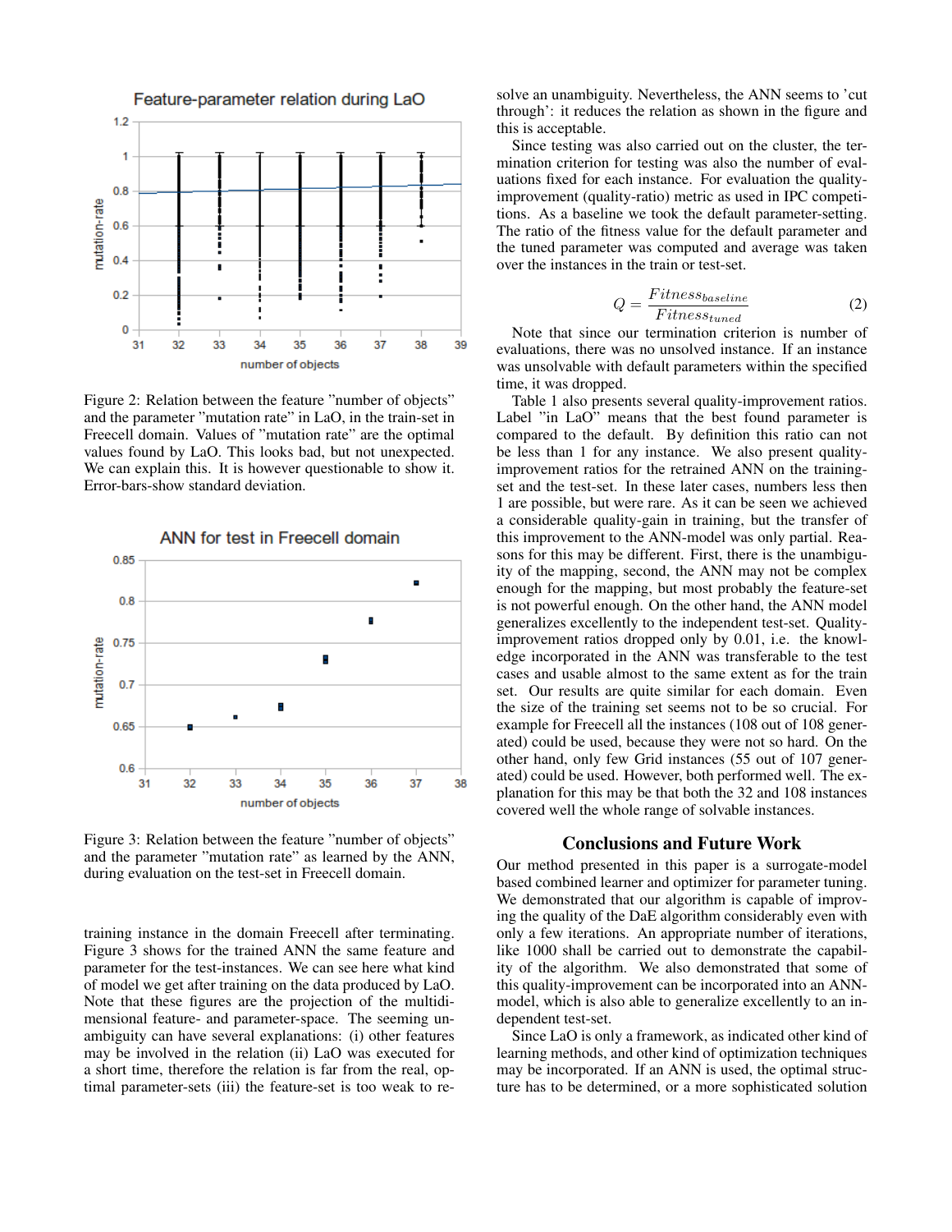Figure 2: Relation between the feature "number of objects" and the parameter "mutation rate" in LaO, in the train-set in Freecell domain. Values of "mutation rate" are the optimal values found by LaO. This looks bad, but not unexpected. We can explain this. It is however questionable to show it. Error-bars-show standard deviation.

Figure 3: Relation between the feature "number of objects" and the parameter "mutation rate" as learned by the ANN, during evaluation on the test-set in Freecell domain.

training instance in the domain Freecell after terminating. Figure 3 shows for the trained ANN the same feature and parameter for the test-instances. We can see here what kind of model we get after training on the data produced by LaO. Note that these figures are the projection of the multidimensional feature- and parameter-space. The seeming unambiguity can have several explanations: (i) other features may be involved in the relation (ii) LaO was executed for a short time, therefore the relation is far from the real, optimal parameter-sets (iii) the feature-set is too weak to resolve an unambiguity. Nevertheless, the ANN seems to 'cut through': it reduces the relation as shown in the figure and this is acceptable.

Since testing was also carried out on the cluster, the termination criterion for testing was also the number of evaluations fixed for each instance. For evaluation the quality-improvement (quality-ratio) metric as used in IPC competitions. As a baseline we took the default parameter-setting. The ratio of the fitness value for the default parameter and the tuned parameter was computed and average was taken over the instances in the train or test-set.

$$Q = \frac{Fitness_{baseline}}{Fitness_{tuned}} \quad (2)$$

Note that since our termination criterion is number of evaluations, there was no unsolved instance. If an instance was unsolvable with default parameters within the specified time, it was dropped.

Table 1 also presents several quality-improvement ratios. Label "in LaO" means that the best found parameter is compared to the default. By definition this ratio can not be less than 1 for any instance. We also present quality-improvement ratios for the retrained ANN on the training-set and the test-set. In these later cases, numbers less then 1 are possible, but were rare. As it can be seen we achieved a considerable quality-gain in training, but the transfer of this improvement to the ANN-model was only partial. Reasons for this may be different. First, there is the unambiguity of the mapping, second, the ANN may not be complex enough for the mapping, but most probably the feature-set is not powerful enough. On the other hand, the ANN model generalizes excellently to the independent test-set. Quality-improvement ratios dropped only by 0.01, i.e. the knowledge incorporated in the ANN was transferable to the test cases and usable almost to the same extent as for the train set. Our results are quite similar for each domain. Even the size of the training set seems not to be so crucial. For example for Freecell all the instances (108 out of 108 generated) could be used, because they were not so hard. On the other hand, only few Grid instances (55 out of 107 generated) could be used. However, both performed well. The explanation for this may be that both the 32 and 108 instances covered well the whole range of solvable instances.

## Conclusions and Future Work

Our method presented in this paper is a surrogate-model based combined learner and optimizer for parameter tuning. We demonstrated that our algorithm is capable of improving the quality of the DaE algorithm considerably even with only a few iterations. An appropriate number of iterations, like 1000 shall be carried out to demonstrate the capability of the algorithm. We also demonstrated that some of this quality-improvement can be incorporated into an ANN-model, which is also able to generalize excellently to an independent test-set.

Since LaO is only a framework, as indicated other kind of learning methods, and other kind of optimization techniques may be incorporated. If an ANN is used, the optimal structure has to be determined, or a more sophisticated solution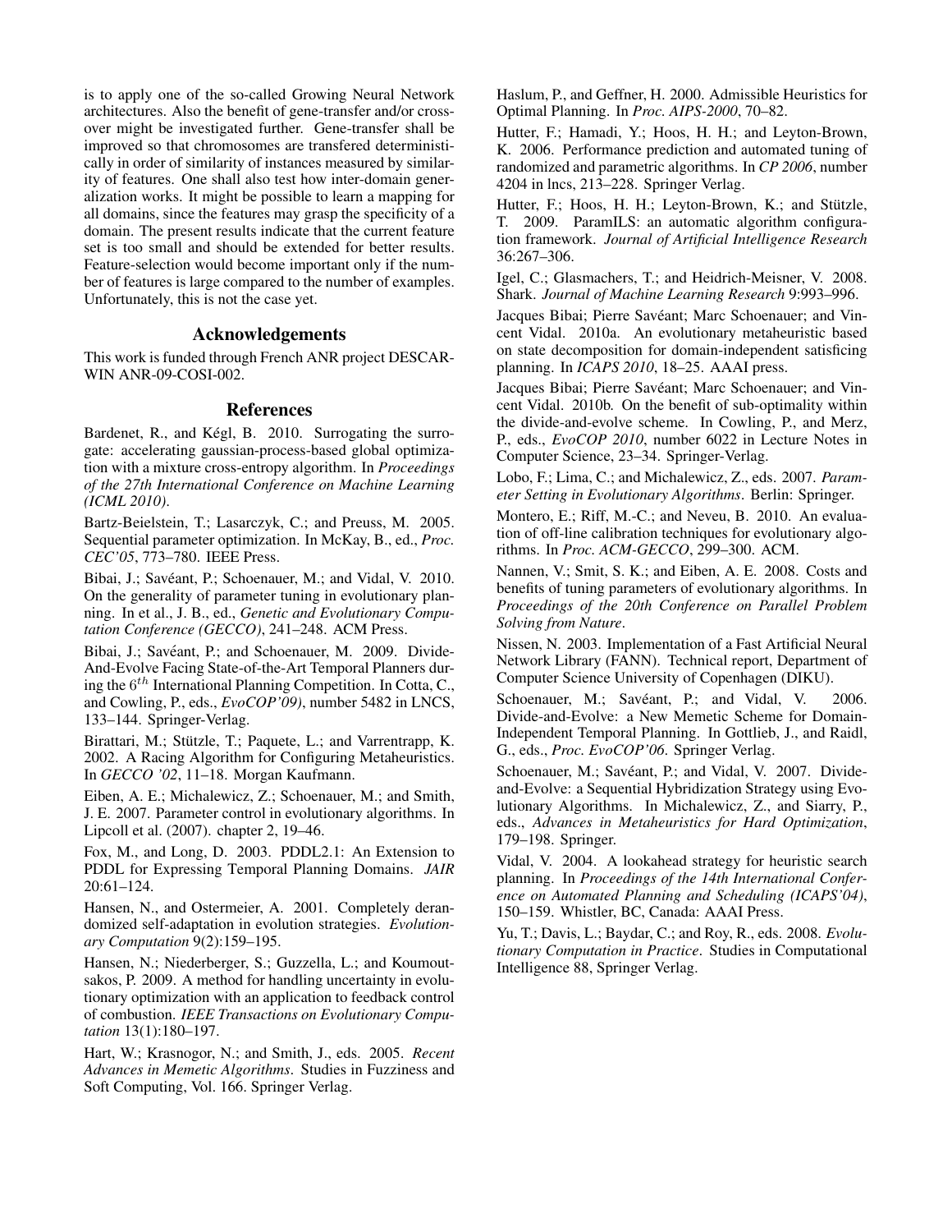is to apply one of the so-called Growing Neural Network architectures. Also the benefit of gene-transfer and/or crossover might be investigated further. Gene-transfer shall be improved so that chromosomes are transfered deterministically in order of similarity of instances measured by similarity of features. One shall also test how inter-domain generalization works. It might be possible to learn a mapping for all domains, since the features may grasp the specificity of a domain. The present results indicate that the current feature set is too small and should be extended for better results. Feature-selection would become important only if the number of features is large compared to the number of examples. Unfortunately, this is not the case yet.

## Acknowledgements

This work is funded through French ANR project DESCARWIN ANR-09-COSI-002.

## References

Bardenet, R., and Kégl, B. 2010. Surrogating the surrogate: accelerating gaussian-process-based global optimization with a mixture cross-entropy algorithm. In *Proceedings of the 27th International Conference on Machine Learning (ICML 2010)*.

Bartz-Beielstein, T.; Lasarczyk, C.; and Preuss, M. 2005. Sequential parameter optimization. In McKay, B., ed., *Proc. CEC'05*, 773–780. IEEE Press.

Bibai, J.; Savéant, P.; Schoenauer, M.; and Vidal, V. 2010. On the generality of parameter tuning in evolutionary planning. In et al., J. B., ed., *Genetic and Evolutionary Computation Conference (GECCO)*, 241–248. ACM Press.

Bibai, J.; Savéant, P.; and Schoenauer, M. 2009. Divide-And-Evolve Facing State-of-the-Art Temporal Planners during the $6^{th}$ International Planning Competition. In Cotta, C., and Cowling, P., eds., *EvoCOP'09)*, number 5482 in LNCS, 133–144. Springer-Verlag.

Birattari, M.; Stützle, T.; Paquete, L.; and Varrentrapp, K. 2002. A Racing Algorithm for Configuring Metaheuristics. In *GECCO '02*, 11–18. Morgan Kaufmann.

Eiben, A. E.; Michalewicz, Z.; Schoenauer, M.; and Smith, J. E. 2007. Parameter control in evolutionary algorithms. In Lipcoll et al. (2007). chapter 2, 19–46.

Fox, M., and Long, D. 2003. PDDL2.1: An Extension to PDDL for Expressing Temporal Planning Domains. *JAIR* 20:61–124.

Hansen, N., and Ostermeier, A. 2001. Completely derandomized self-adaptation in evolution strategies. *Evolutionary Computation* 9(2):159–195.

Hansen, N.; Niederberger, S.; Guzzella, L.; and Koumoutsakos, P. 2009. A method for handling uncertainty in evolutionary optimization with an application to feedback control of combustion. *IEEE Transactions on Evolutionary Computation* 13(1):180–197.

Hart, W.; Krasnogor, N.; and Smith, J., eds. 2005. *Recent Advances in Memetic Algorithms*. Studies in Fuzziness and Soft Computing, Vol. 166. Springer Verlag.

Haslum, P., and Geffner, H. 2000. Admissible Heuristics for Optimal Planning. In *Proc. AIPS-2000*, 70–82.

Hutter, F.; Hamadi, Y.; Hoos, H. H.; and Leyton-Brown, K. 2006. Performance prediction and automated tuning of randomized and parametric algorithms. In *CP 2006*, number 4204 in lncs, 213–228. Springer Verlag.

Hutter, F.; Hoos, H. H.; Leyton-Brown, K.; and Stützle, T. 2009. ParamILS: an automatic algorithm configuration framework. *Journal of Artificial Intelligence Research* 36:267–306.

Igel, C.; Glasmachers, T.; and Heidrich-Meisner, V. 2008. Shark. *Journal of Machine Learning Research* 9:993–996.

Jacques Bibai; Pierre Savéant; Marc Schoenauer; and Vincent Vidal. 2010a. An evolutionary metaheuristic based on state decomposition for domain-independent satisficing planning. In *ICAPS 2010*, 18–25. AAAI press.

Jacques Bibai; Pierre Savéant; Marc Schoenauer; and Vincent Vidal. 2010b. On the benefit of sub-optimality within the divide-and-evolve scheme. In Cowling, P., and Merz, P., eds., *EvoCOP 2010*, number 6022 in Lecture Notes in Computer Science, 23–34. Springer-Verlag.

Lobo, F.; Lima, C.; and Michalewicz, Z., eds. 2007. *Parameter Setting in Evolutionary Algorithms*. Berlin: Springer.

Montero, E.; Riff, M.-C.; and Neveu, B. 2010. An evaluation of off-line calibration techniques for evolutionary algorithms. In *Proc. ACM-GECCO*, 299–300. ACM.

Nannen, V.; Smit, S. K.; and Eiben, A. E. 2008. Costs and benefits of tuning parameters of evolutionary algorithms. In *Proceedings of the 20th Conference on Parallel Problem Solving from Nature*.

Nissen, N. 2003. Implementation of a Fast Artificial Neural Network Library (FANN). Technical report, Department of Computer Science University of Copenhagen (DIKU).

Schoenauer, M.; Savéant, P.; and Vidal, V. 2006. Divide-and-Evolve: a New Memetic Scheme for Domain-Independent Temporal Planning. In Gottlieb, J., and Raidl, G., eds., *Proc. EvoCOP'06*. Springer Verlag.

Schoenauer, M.; Savéant, P.; and Vidal, V. 2007. Divide-and-Evolve: a Sequential Hybridization Strategy using Evolutionary Algorithms. In Michalewicz, Z., and Siarry, P., eds., *Advances in Metaheuristics for Hard Optimization*, 179–198. Springer.

Vidal, V. 2004. A lookahead strategy for heuristic search planning. In *Proceedings of the 14th International Conference on Automated Planning and Scheduling (ICAPS'04)*, 150–159. Whistler, BC, Canada: AAAI Press.

Yu, T.; Davis, L.; Baydar, C.; and Roy, R., eds. 2008. *Evolutionary Computation in Practice*. Studies in Computational Intelligence 88, Springer Verlag.